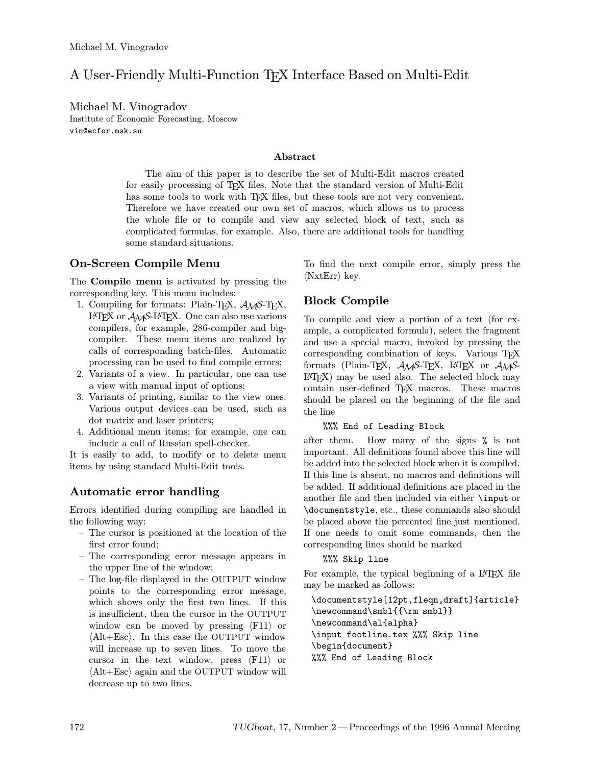# A User-Friendly Multi-Function TEX Interface Based on Multi-Edit

Michael M. Vinogradov
Institute of Economic Forecasting, Moscow
vin@ecfor.msk.su

### Abstract

The aim of this paper is to describe the set of Multi-Edit macros created for easily processing of TEX files. Note that the standard version of Multi-Edit has some tools to work with TEX files, but these tools are not very convenient. Therefore we have created our own set of macros, which allows us to process the whole file or to compile and view any selected block of text, such as complicated formulas, for example. Also, there are additional tools for handling some standard situations.

## On-Screen Compile Menu

The **Compile menu** is activated by pressing the corresponding key. This menu includes:

1. Compiling for formats: Plain-TEX, AMS-TEX, LATEX or AMS-LATEX. One can also use various compilers, for example, 286-compiler and big-compiler. These menu items are realized by calls of corresponding batch-files. Automatic processing can be used to find compile errors;
2. Variants of a view. In particular, one can use a view with manual input of options;
3. Variants of printing, similar to the view ones. Various output devices can be used, such as dot matrix and laser printers;
4. Additional menu items; for example, one can include a call of Russian spell-checker.

It is easily to add, to modify or to delete menu items by using standard Multi-Edit tools.

## Automatic error handling

Errors identified during compiling are handled in the following way:

- The cursor is positioned at the location of the first error found;
- The corresponding error message appears in the upper line of the window;
- The log-file displayed in the OUTPUT window points to the corresponding error message, which shows only the first two lines. If this is insufficient, then the cursor in the OUTPUT window can be moved by pressing ⟨F11⟩ or ⟨Alt+Esc⟩. In this case the OUTPUT window will increase up to seven lines. To move the cursor in the text window, press ⟨F11⟩ or ⟨Alt+Esc⟩ again and the OUTPUT window will decrease up to two lines.

To find the next compile error, simply press the ⟨NxtErr⟩ key.

## Block Compile

To compile and view a portion of a text (for example, a complicated formula), select the fragment and use a special macro, invoked by pressing the corresponding combination of keys. Various TEX formats (Plain-TEX, AMS-TEX, LATEX or AMS-LATEX) may be used also. The selected block may contain user-defined TEX macros. These macros should be placed on the beginning of the file and the line

```
%%% End of Leading Block
```

after them. How many of the signs % is not important. All definitions found above this line will be added into the selected block when it is compiled. If this line is absent, no macros and definitions will be added. If additional definitions are placed in the another file and then included via either `\input` or `\documentstyle`, etc., these commands also should be placed above the percented line just mentioned. If one needs to omit some commands, then the corresponding lines should be marked

```
%%% Skip line
```

For example, the typical beginning of a LATEX file may be marked as follows:

```
\documentstyle[12pt,fleqn,draft]{article}
\newcommand\smbl{{\rm smbl}}
\newcommand\al{alpha}
\input footline.tex %%% Skip line
\begin{document}
%%% End of Leading Block
```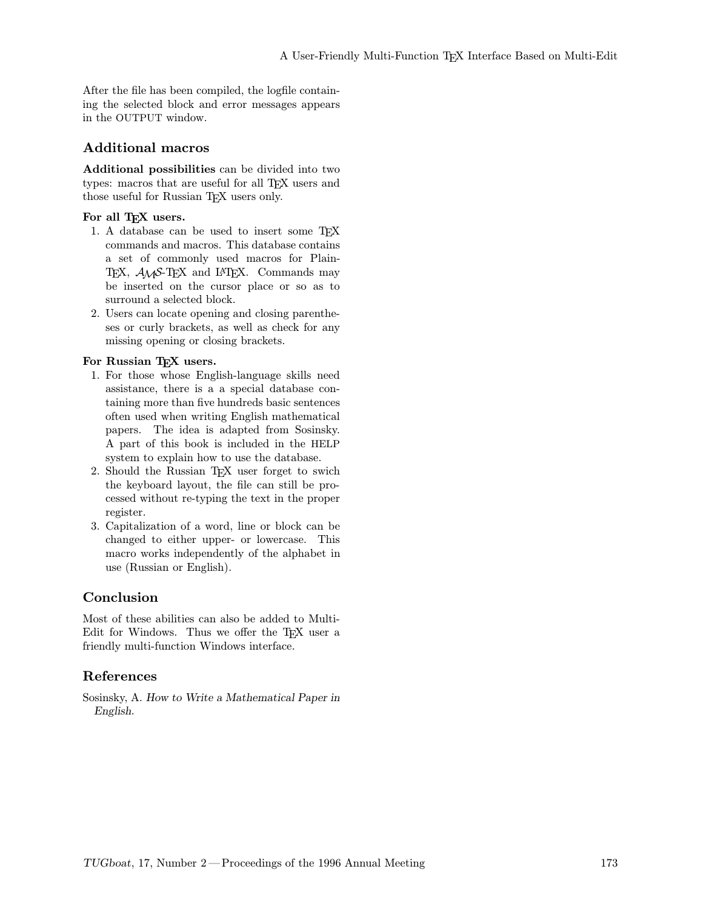After the file has been compiled, the logfile containing the selected block and error messages appears in the OUTPUT window.

## Additional macros

**Additional possibilities** can be divided into two types: macros that are useful for all TEX users and those useful for Russian TEX users only.

### For all TEX users.

1. A database can be used to insert some TEX commands and macros. This database contains a set of commonly used macros for Plain-TEX, AMS-TEX and LATEX. Commands may be inserted on the cursor place or so as to surround a selected block.
2. Users can locate opening and closing parentheses or curly brackets, as well as check for any missing opening or closing brackets.

### For Russian TEX users.

1. For those whose English-language skills need assistance, there is a a special database containing more than five hundreds basic sentences often used when writing English mathematical papers. The idea is adapted from Sosinsky. A part of this book is included in the HELP system to explain how to use the database.
2. Should the Russian TEX user forget to swich the keyboard layout, the file can still be processed without re-typing the text in the proper register.
3. Capitalization of a word, line or block can be changed to either upper- or lowercase. This macro works independently of the alphabet in use (Russian or English).

## Conclusion

Most of these abilities can also be added to Multi-Edit for Windows. Thus we offer the TEX user a friendly multi-function Windows interface.

## References

Sosinsky, A. *How to Write a Mathematical Paper in English*.